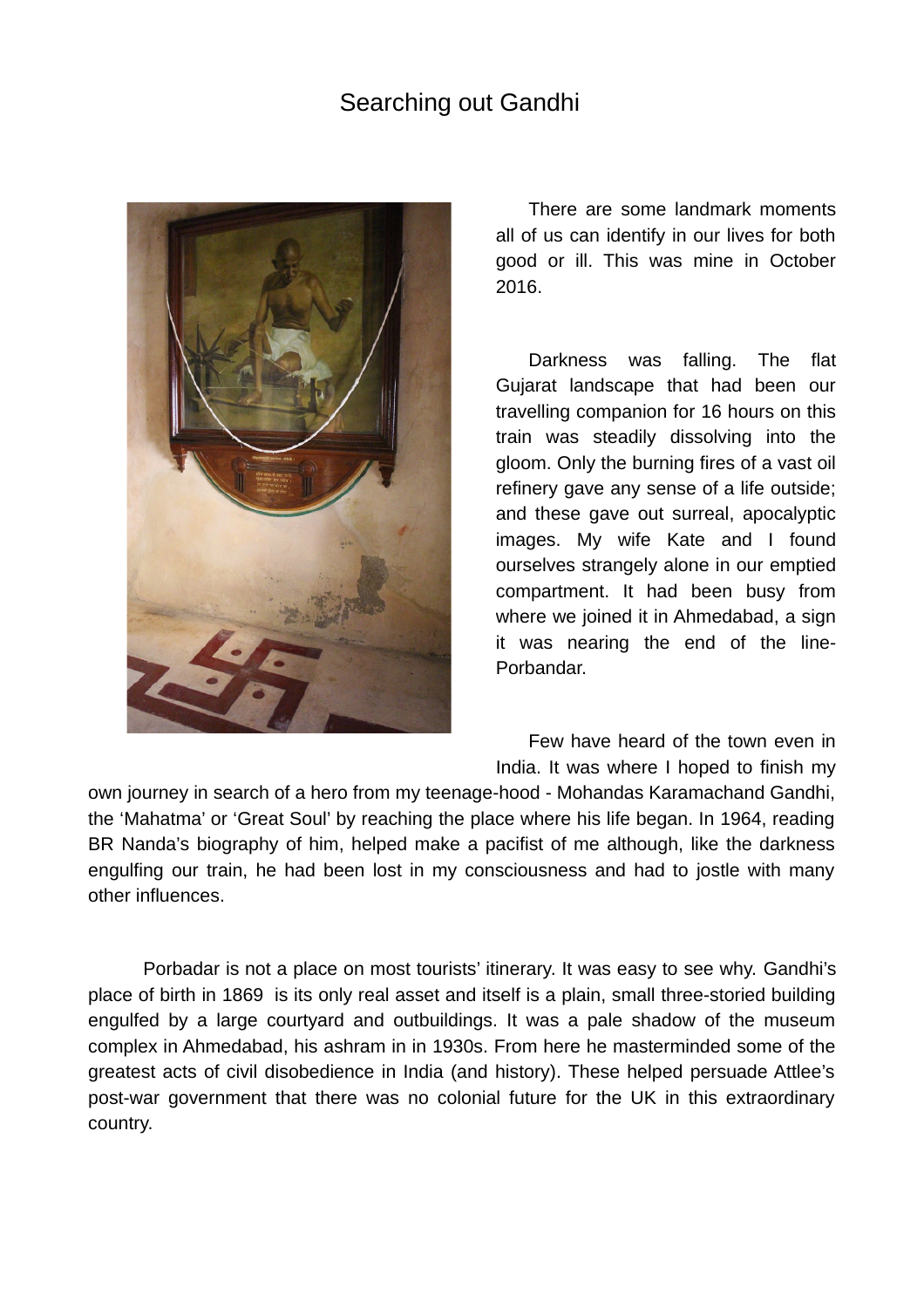# Searching out Gandhi

There are some landmark moments all of us can identify in our lives for both good or ill. This was mine in October 2016.

Darkness was falling. The flat Gujarat landscape that had been our travelling companion for 16 hours on this train was steadily dissolving into the gloom. Only the burning fires of a vast oil refinery gave any sense of a life outside; and these gave out surreal, apocalyptic images. My wife Kate and I found ourselves strangely alone in our emptied compartment. It had been busy from where we joined it in Ahmedabad, a sign it was nearing the end of the line- Porbandar.

Few have heard of the town even in India. It was where I hoped to finish my own journey in search of a hero from my teenage-hood - Mohandas Karamachand Gandhi, the 'Mahatma' or 'Great Soul' by reaching the place where his life began. In 1964, reading BR Nanda's biography of him, helped make a pacifist of me although, like the darkness engulfing our train, he had been lost in my consciousness and had to jostle with many other influences.

Porbadar is not a place on most tourists' itinerary. It was easy to see why. Gandhi's place of birth in 1869 is its only real asset and itself is a plain, small three-storied building engulfed by a large courtyard and outbuildings. It was a pale shadow of the museum complex in Ahmedabad, his ashram in in 1930s. From here he masterminded some of the greatest acts of civil disobedience in India (and history). These helped persuade Attlee's post-war government that there was no colonial future for the UK in this extraordinary country.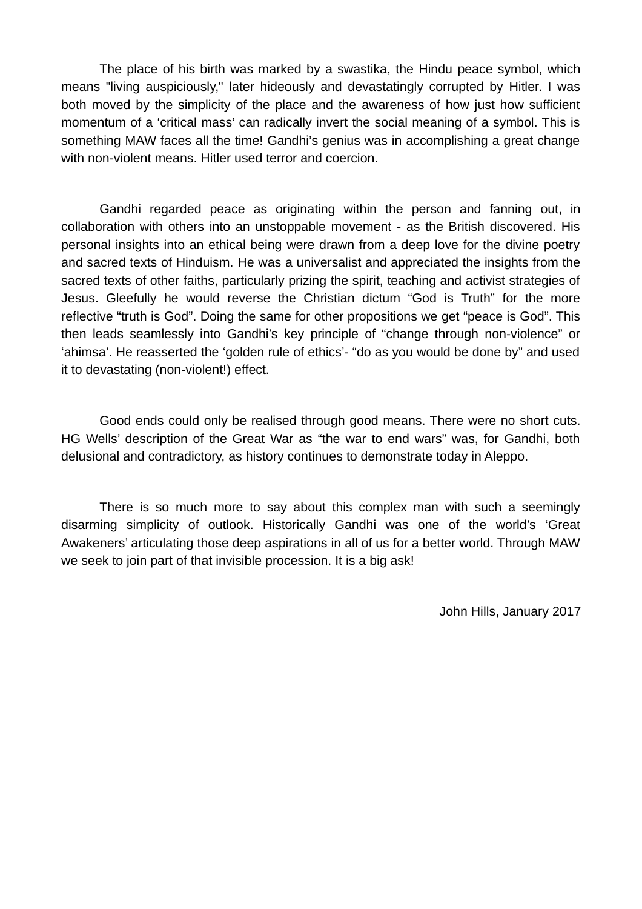The place of his birth was marked by a swastika, the Hindu peace symbol, which means "living auspiciously," later hideously and devastatingly corrupted by Hitler. I was both moved by the simplicity of the place and the awareness of how just how sufficient momentum of a ‘critical mass’ can radically invert the social meaning of a symbol. This is something MAW faces all the time! Gandhi’s genius was in accomplishing a great change with non-violent means. Hitler used terror and coercion.

Gandhi regarded peace as originating within the person and fanning out, in collaboration with others into an unstoppable movement - as the British discovered. His personal insights into an ethical being were drawn from a deep love for the divine poetry and sacred texts of Hinduism. He was a universalist and appreciated the insights from the sacred texts of other faiths, particularly prizing the spirit, teaching and activist strategies of Jesus. Gleefully he would reverse the Christian dictum “God is Truth” for the more reflective “truth is God”. Doing the same for other propositions we get “peace is God”. This then leads seamlessly into Gandhi’s key principle of “change through non-violence” or ‘ahimsa’. He reasserted the ‘golden rule of ethics’- “do as you would be done by” and used it to devastating (non-violent!) effect.

Good ends could only be realised through good means. There were no short cuts. HG Wells’ description of the Great War as “the war to end wars” was, for Gandhi, both delusional and contradictory, as history continues to demonstrate today in Aleppo.

There is so much more to say about this complex man with such a seemingly disarming simplicity of outlook. Historically Gandhi was one of the world’s ‘Great Awakeners’ articulating those deep aspirations in all of us for a better world. Through MAW we seek to join part of that invisible procession. It is a big ask!

John Hills, January 2017